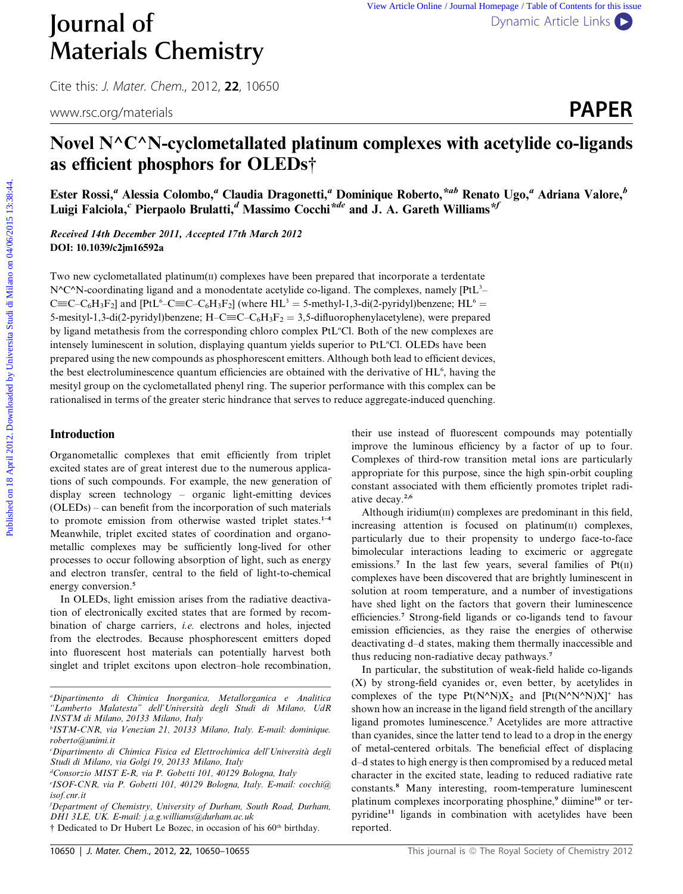# Journal of Materials Chemistry

Cite this: *J. Mater. Chem.*, 2012, **22**, 10650

www.rsc.org/materials

**PAPER**

# Novel N^C^N-cyclometallated platinum complexes with acetylide co-ligands as efficient phosphors for OLEDs†

**Ester Rossi,[a] Alessia Colombo,[a] Claudia Dragonetti,[a] Dominique Roberto,*[ab] Renato Ugo,[a] Adriana Valore,[b] Luigi Falciola,[c] Pierpaolo Brulatti,[d] Massimo Cocchi*[de] and J. A. Gareth Williams*[f]**

***Received 14th December 2011, Accepted 17th March 2012***
**DOI: 10.1039/c2jm16592a**

Two new cyclometallated platinum(II) complexes have been prepared that incorporate a terdentate N^C^N-coordinating ligand and a monodentate acetylide co-ligand. The complexes, namely [PtL$^3$–C≡C–$C_6H_3F_2$] and [PtL$^6$–C≡C–$C_6H_3F_2$] (where HL$^3$ = 5-methyl-1,3-di(2-pyridyl)benzene; HL$^6$ = 5-mesityl-1,3-di(2-pyridyl)benzene; H–C≡C–$C_6H_3F_2$ = 3,5-difluorophenylacetylene), were prepared by ligand metathesis from the corresponding chloro complex PtL$^n$Cl. Both of the new complexes are intensely luminescent in solution, displaying quantum yields superior to PtL$^n$Cl. OLEDs have been prepared using the new compounds as phosphorescent emitters. Although both lead to efficient devices, the best electroluminescence quantum efficiencies are obtained with the derivative of HL$^6$, having the mesityl group on the cyclometallated phenyl ring. The superior performance with this complex can be rationalised in terms of the greater steric hindrance that serves to reduce aggregate-induced quenching.

## Introduction

Organometallic complexes that emit efficiently from triplet excited states are of great interest due to the numerous applications of such compounds. For example, the new generation of display screen technology – organic light-emitting devices (OLEDs) – can benefit from the incorporation of such materials to promote emission from otherwise wasted triplet states.[1–4] Meanwhile, triplet excited states of coordination and organometallic complexes may be sufficiently long-lived for other processes to occur following absorption of light, such as energy and electron transfer, central to the field of light-to-chemical energy conversion.[5]

In OLEDs, light emission arises from the radiative deactivation of electronically excited states that are formed by recombination of charge carriers, *i.e.* electrons and holes, injected from the electrodes. Because phosphorescent emitters doped into fluorescent host materials can potentially harvest both singlet and triplet excitons upon electron–hole recombination, their use instead of fluorescent compounds may potentially improve the luminous efficiency by a factor of up to four. Complexes of third-row transition metal ions are particularly appropriate for this purpose, since the high spin-orbit coupling constant associated with them efficiently promotes triplet radiative decay.[2,6]

Although iridium(III) complexes are predominant in this field, increasing attention is focused on platinum(II) complexes, particularly due to their propensity to undergo face-to-face bimolecular interactions leading to excimeric or aggregate emissions.[7] In the last few years, several families of Pt(II) complexes have been discovered that are brightly luminescent in solution at room temperature, and a number of investigations have shed light on the factors that govern their luminescence efficiencies.[7] Strong-field ligands or co-ligands tend to favour emission efficiencies, as they raise the energies of otherwise deactivating d–d states, making them thermally inaccessible and thus reducing non-radiative decay pathways.[7]

In particular, the substitution of weak-field halide co-ligands (X) by strong-field cyanides or, even better, by acetylides in complexes of the type Pt(N^N)$X_2$ and [Pt(N^N^N)X]$^+$ has shown how an increase in the ligand field strength of the ancillary ligand promotes luminescence.[7] Acetylides are more attractive than cyanides, since the latter tend to lead to a drop in the energy of metal-centered orbitals. The beneficial effect of displacing d–d states to high energy is then compromised by a reduced metal character in the excited state, leading to reduced radiative rate constants.[8] Many interesting, room-temperature luminescent platinum complexes incorporating phosphine,[9] diimine[10] or terpyridine[11] ligands in combination with acetylides have been reported.

[a]Dipartimento di Chimica Inorganica, Metallorganica e Analitica "Lamberto Malatesta" dell'Università degli Studi di Milano, UdR INSTM di Milano, 20133 Milano, Italy
[b]ISTM-CNR, via Venezian 21, 20133 Milano, Italy. E-mail: dominique.roberto@unimi.it
[c]Dipartimento di Chimica Fisica ed Elettrochimica dell'Università degli Studi di Milano, via Golgi 19, 20133 Milano, Italy
[d]Consorzio MIST E-R, via P. Gobetti 101, 40129 Bologna, Italy
[e]ISOF-CNR, via P. Gobetti 101, 40129 Bologna, Italy. E-mail: cocchi@isof.cnr.it
[f]Department of Chemistry, University of Durham, South Road, Durham, DH1 3LE, UK. E-mail: j.a.g.williams@durham.ac.uk
† Dedicated to Dr Hubert Le Bozec, in occasion of his 60th birthday.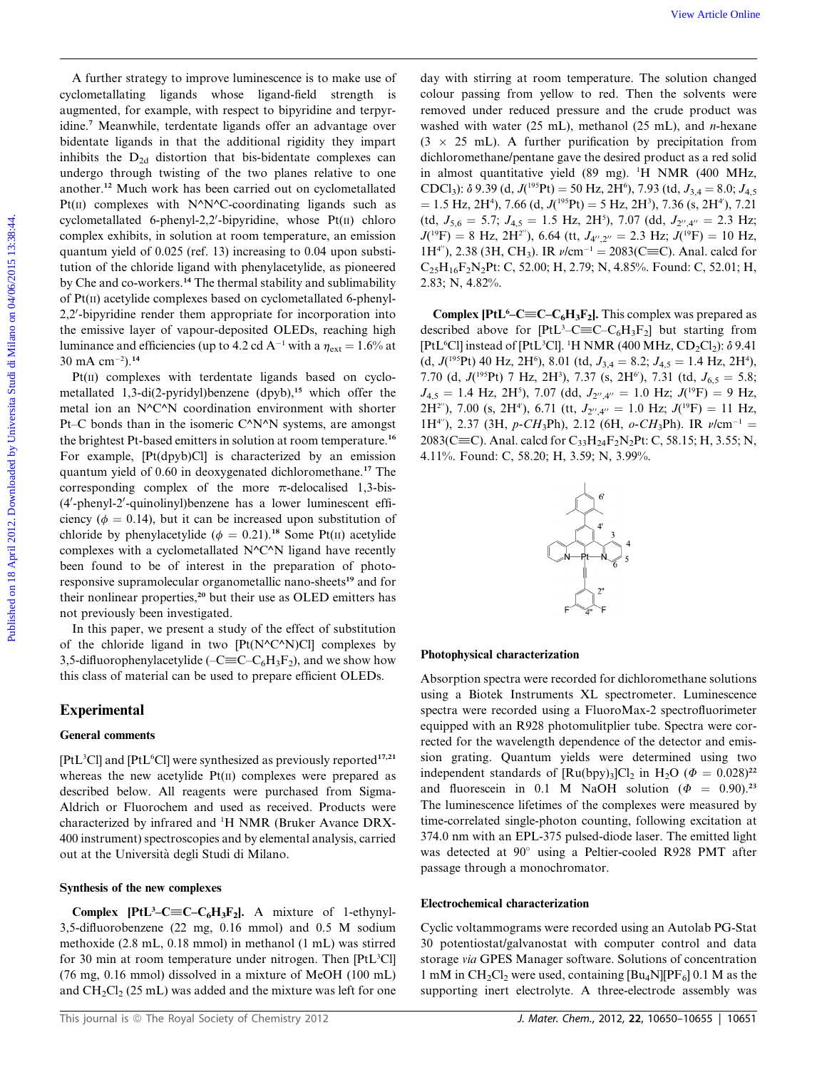A further strategy to improve luminescence is to make use of cyclometallating ligands whose ligand-field strength is augmented, for example, with respect to bipyridine and terpyridine.[7] Meanwhile, terdentate ligands offer an advantage over bidentate ligands in that the additional rigidity they impart inhibits the $D_{2d}$ distortion that bis-bidentate complexes can undergo through twisting of the two planes relative to one another.[12] Much work has been carried out on cyclometallated Pt(II) complexes with N^N^C-coordinating ligands such as cyclometallated 6-phenyl-2,2′-bipyridine, whose Pt(II) chloro complex exhibits, in solution at room temperature, an emission quantum yield of 0.025 (ref. 13) increasing to 0.04 upon substitution of the chloride ligand with phenylacetylide, as pioneered by Che and co-workers.[14] The thermal stability and sublimability of Pt(II) acetylide complexes based on cyclometallated 6-phenyl-2,2′-bipyridine render them appropriate for incorporation into the emissive layer of vapour-deposited OLEDs, reaching high luminance and efficiencies (up to 4.2 cd $A^{-1}$ with a $\eta_{ext}$ = 1.6% at 30 mA $cm^{-2}$).[14]

Pt(II) complexes with terdentate ligands based on cyclometallated 1,3-di(2-pyridyl)benzene (dpyb),[15] which offer the metal ion an N^C^N coordination environment with shorter Pt–C bonds than in the isomeric C^N^N systems, are amongst the brightest Pt-based emitters in solution at room temperature.[16] For example, [Pt(dpyb)Cl] is characterized by an emission quantum yield of 0.60 in deoxygenated dichloromethane.[17] The corresponding complex of the more π-delocalised 1,3-bis-(4′-phenyl-2′-quinolinyl)benzene has a lower luminescent efficiency ($\phi$ = 0.14), but it can be increased upon substitution of chloride by phenylacetylide ($\phi$ = 0.21).[18] Some Pt(II) acetylide complexes with a cyclometallated N^C^N ligand have recently been found to be of interest in the preparation of photo-responsive supramolecular organometallic nano-sheets[19] and for their nonlinear properties,[20] but their use as OLED emitters has not previously been investigated.

In this paper, we present a study of the effect of substitution of the chloride ligand in two [Pt(N^C^N)Cl] complexes by 3,5-difluorophenylacetylide (–C≡C–$C_6H_3F_2$), and we show how this class of material can be used to prepare efficient OLEDs.

## Experimental

### General comments

[$PtL^3Cl$] and [$PtL^6Cl$] were synthesized as previously reported[17,21] whereas the new acetylide Pt(II) complexes were prepared as described below. All reagents were purchased from Sigma-Aldrich or Fluorochem and used as received. Products were characterized by infrared and $^1$H NMR (Bruker Avance DRX-400 instrument) spectroscopies and by elemental analysis, carried out at the Università degli Studi di Milano.

### Synthesis of the new complexes

**Complex [$PtL^3$–C≡C–$C_6H_3F_2$].** A mixture of 1-ethynyl-3,5-difluorobenzene (22 mg, 0.16 mmol) and 0.5 M sodium methoxide (2.8 mL, 0.18 mmol) in methanol (1 mL) was stirred for 30 min at room temperature under nitrogen. Then [$PtL^3Cl$] (76 mg, 0.16 mmol) dissolved in a mixture of MeOH (100 mL) and $CH_2Cl_2$ (25 mL) was added and the mixture was left for one day with stirring at room temperature. The solution changed colour passing from yellow to red. Then the solvents were removed under reduced pressure and the crude product was washed with water (25 mL), methanol (25 mL), and *n*-hexane (3 × 25 mL). A further purification by precipitation from dichloromethane/pentane gave the desired product as a red solid in almost quantitative yield (89 mg). $^1$H NMR (400 MHz, $CDCl_3$): δ 9.39 (d, $J(^{195}Pt)$ = 50 Hz, 2H$^6$), 7.93 (td, $J_{3,4}$ = 8.0; $J_{4,5}$ = 1.5 Hz, 2H$^4$), 7.66 (d, $J(^{195}Pt)$ = 5 Hz, 2H$^3$), 7.36 (s, 2H$^{4'}$), 7.21 (td, $J_{5,6}$ = 5.7; $J_{4,5}$ = 1.5 Hz, 2H$^5$), 7.07 (dd, $J_{2'',4''}$ = 2.3 Hz; $J(^{19}F)$ = 8 Hz, 2H$^{2''}$), 6.64 (tt, $J_{4'',2''}$ = 2.3 Hz; $J(^{19}F)$ = 10 Hz, 1H$^{4''}$), 2.38 (3H, $CH_3$). IR $\nu$/cm$^{-1}$ = 2083(C≡C). Anal. calcd for $C_{25}H_{16}F_2N_2Pt$: C, 52.00; H, 2.79; N, 4.85%. Found: C, 52.01; H, 2.83; N, 4.82%.

**Complex [$PtL^6$–C≡C–$C_6H_3F_2$].** This complex was prepared as described above for [$PtL^3$–C≡C–$C_6H_3F_2$] but starting from [$PtL^6Cl$] instead of [$PtL^3Cl$]. $^1$H NMR (400 MHz, $CD_2Cl_2$): δ 9.41 (d, $J(^{195}Pt)$ 40 Hz, 2H$^6$), 8.01 (td, $J_{3,4}$ = 8.2; $J_{4,5}$ = 1.4 Hz, 2H$^4$), 7.70 (d, $J(^{195}Pt)$ 7 Hz, 2H$^3$), 7.37 (s, 2H$^{6'}$), 7.31 (td, $J_{6,5}$ = 5.8; $J_{4,5}$ = 1.4 Hz, 2H$^5$), 7.07 (dd, $J_{2'',4''}$ = 1.0 Hz; $J(^{19}F)$ = 9 Hz, 2H$^{2''}$), 7.00 (s, 2H$^{4'}$), 6.71 (tt, $J_{2'',4''}$ = 1.0 Hz; $J(^{19}F)$ = 11 Hz, 1H$^{4''}$), 2.37 (3H, *p*-$CH_3$Ph), 2.12 (6H, *o*-$CH_3$Ph). IR $\nu$/cm$^{-1}$ = 2083(C≡C). Anal. calcd for $C_{33}H_{24}F_2N_2Pt$: C, 58.15; H, 3.55; N, 4.11%. Found: C, 58.20; H, 3.59; N, 3.99%.

### Photophysical characterization

Absorption spectra were recorded for dichloromethane solutions using a Biotek Instruments XL spectrometer. Luminescence spectra were recorded using a FluoroMax-2 spectrofluorimeter equipped with an R928 photomultiplier tube. Spectra were corrected for the wavelength dependence of the detector and emission grating. Quantum yields were determined using two independent standards of [$Ru(bpy)_3$]$Cl_2$ in $H_2O$ ($\Phi$ = 0.028)[22] and fluorescein in 0.1 M NaOH solution ($\Phi$ = 0.90).[23] The luminescence lifetimes of the complexes were measured by time-correlated single-photon counting, following excitation at 374.0 nm with an EPL-375 pulsed-diode laser. The emitted light was detected at 90° using a Peltier-cooled R928 PMT after passage through a monochromator.

### Electrochemical characterization

Cyclic voltammograms were recorded using an Autolab PG-Stat 30 potentiostat/galvanostat with computer control and data storage *via* GPES Manager software. Solutions of concentration 1 mM in $CH_2Cl_2$ were used, containing [$Bu_4N$][$PF_6$] 0.1 M as the supporting inert electrolyte. A three-electrode assembly was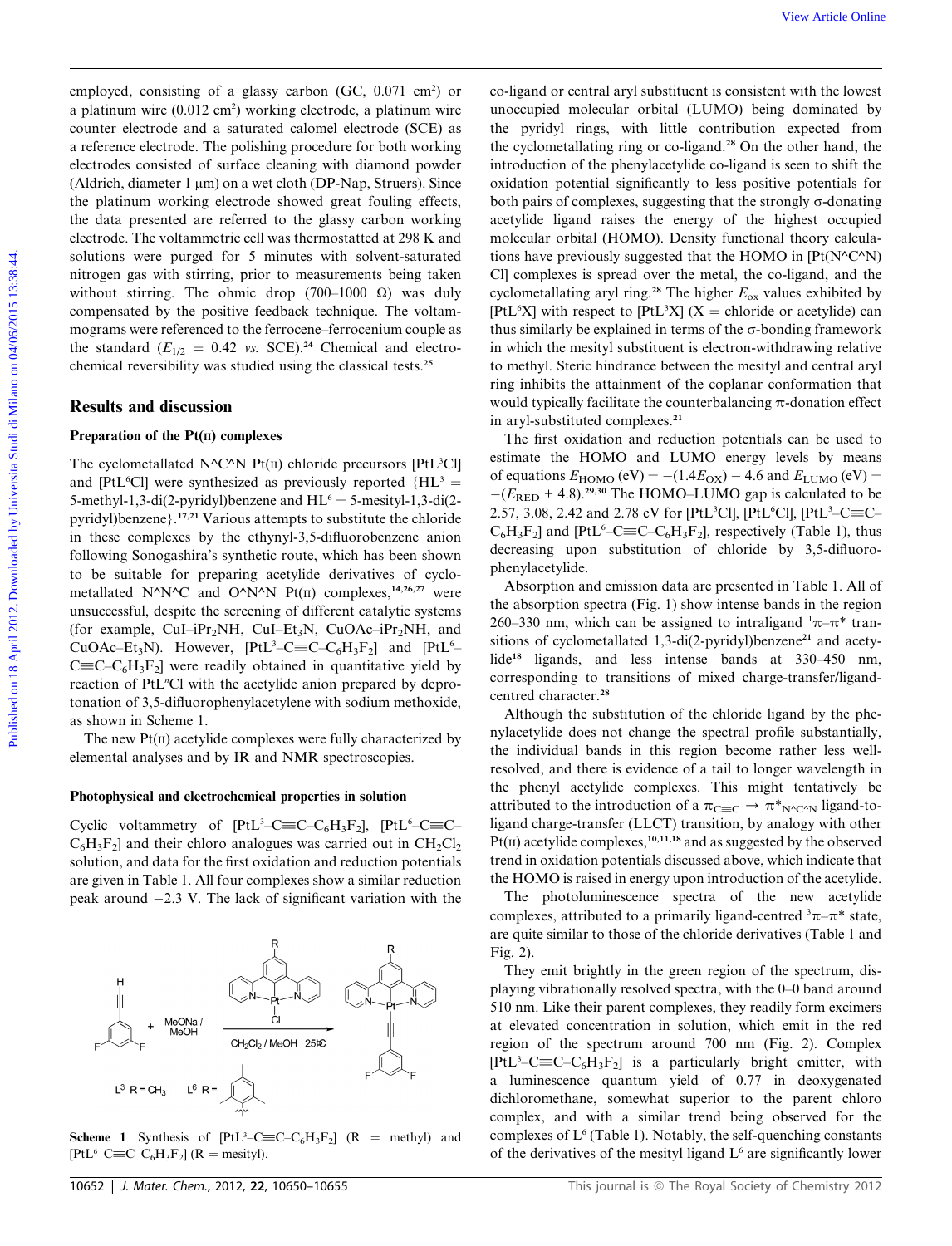employed, consisting of a glassy carbon (GC, 0.071 cm$^2$) or a platinum wire (0.012 cm$^2$) working electrode, a platinum wire counter electrode and a saturated calomel electrode (SCE) as a reference electrode. The polishing procedure for both working electrodes consisted of surface cleaning with diamond powder (Aldrich, diameter 1 μm) on a wet cloth (DP-Nap, Struers). Since the platinum working electrode showed great fouling effects, the data presented are referred to the glassy carbon working electrode. The voltammetric cell was thermostatted at 298 K and solutions were purged for 5 minutes with solvent-saturated nitrogen gas with stirring, prior to measurements being taken without stirring. The ohmic drop (700–1000 Ω) was duly compensated by the positive feedback technique. The voltammograms were referenced to the ferrocene–ferrocenium couple as the standard ($E_{1/2}$ = 0.42 *vs.* SCE).[24] Chemical and electrochemical reversibility was studied using the classical tests.[25]

## Results and discussion

### Preparation of the Pt(II) complexes

The cyclometallated N^C^N Pt(II) chloride precursors [PtL$^3$Cl] and [PtL$^6$Cl] were synthesized as previously reported {HL$^3$ = 5-methyl-1,3-di(2-pyridyl)benzene and HL$^6$ = 5-mesityl-1,3-di(2-pyridyl)benzene}.[17,21] Various attempts to substitute the chloride in these complexes by the ethynyl-3,5-difluorobenzene anion following Sonogashira's synthetic route, which has been shown to be suitable for preparing acetylide derivatives of cyclometallated N^N^C and O^N^N Pt(II) complexes,[14,26,27] were unsuccessful, despite the screening of different catalytic systems (for example, CuI–iPr$_2$NH, CuI–Et$_3$N, CuOAc–iPr$_2$NH, and CuOAc–Et$_3$N). However, [PtL$^3$–C≡C–C$_6$H$_3$F$_2$] and [PtL$^6$–C≡C–C$_6$H$_3$F$_2$] were readily obtained in quantitative yield by reaction of PtL$^n$Cl with the acetylide anion prepared by deprotonation of 3,5-difluorophenylacetylene with sodium methoxide, as shown in Scheme 1.

The new Pt(II) acetylide complexes were fully characterized by elemental analyses and by IR and NMR spectroscopies.

### Photophysical and electrochemical properties in solution

Cyclic voltammetry of [PtL$^3$–C≡C–C$_6$H$_3$F$_2$], [PtL$^6$–C≡C–C$_6$H$_3$F$_2$] and their chloro analogues was carried out in CH$_2$Cl$_2$ solution, and data for the first oxidation and reduction potentials are given in Table 1. All four complexes show a similar reduction peak around −2.3 V. The lack of significant variation with the co-ligand or central aryl substituent is consistent with the lowest unoccupied molecular orbital (LUMO) being dominated by the pyridyl rings, with little contribution expected from the cyclometallating ring or co-ligand.[28] On the other hand, the introduction of the phenylacetylide co-ligand is seen to shift the oxidation potential significantly to less positive potentials for both pairs of complexes, suggesting that the strongly σ-donating acetylide ligand raises the energy of the highest occupied molecular orbital (HOMO). Density functional theory calculations have previously suggested that the HOMO in [Pt(N^C^N)Cl] complexes is spread over the metal, the co-ligand, and the cyclometallating aryl ring.[28] The higher $E_{ox}$ values exhibited by [PtL$^6$X] with respect to [PtL$^3$X] (X = chloride or acetylide) can thus similarly be explained in terms of the σ-bonding framework in which the mesityl substituent is electron-withdrawing relative to methyl. Steric hindrance between the mesityl and central aryl ring inhibits the attainment of the coplanar conformation that would typically facilitate the counterbalancing π-donation effect in aryl-substituted complexes.[21]

The first oxidation and reduction potentials can be used to estimate the HOMO and LUMO energy levels by means of equations $E_{HOMO}$ (eV) = −(1.4$E_{OX}$) − 4.6 and $E_{LUMO}$ (eV) = −($E_{RED}$ + 4.8).[29,30] The HOMO–LUMO gap is calculated to be 2.57, 3.08, 2.42 and 2.78 eV for [PtL$^3$Cl], [PtL$^6$Cl], [PtL$^3$–C≡C–C$_6$H$_3$F$_2$] and [PtL$^6$–C≡C–C$_6$H$_3$F$_2$], respectively (Table 1), thus decreasing upon substitution of chloride by 3,5-difluorophenylacetylide.

Absorption and emission data are presented in Table 1. All of the absorption spectra (Fig. 1) show intense bands in the region 260–330 nm, which can be assigned to intraligand $^1\pi$–$\pi$* transitions of cyclometallated 1,3-di(2-pyridyl)benzene[21] and acetylide[18] ligands, and less intense bands at 330–450 nm, corresponding to transitions of mixed charge-transfer/ligand-centred character.[28]

Although the substitution of the chloride ligand by the phenylacetylide does not change the spectral profile substantially, the individual bands in this region become rather less well-resolved, and there is evidence of a tail to longer wavelength in the phenyl acetylide complexes. This might tentatively be attributed to the introduction of a $\pi_{C≡C}$ → $\pi^*_{N\text{^}C\text{^}N}$ ligand-to-ligand charge-transfer (LLCT) transition, by analogy with other Pt(II) acetylide complexes,[10,11,18] and as suggested by the observed trend in oxidation potentials discussed above, which indicate that the HOMO is raised in energy upon introduction of the acetylide.

The photoluminescence spectra of the new acetylide complexes, attributed to a primarily ligand-centred $^3\pi$–$\pi$* state, are quite similar to those of the chloride derivatives (Table 1 and Fig. 2).

They emit brightly in the green region of the spectrum, displaying vibrationally resolved spectra, with the 0–0 band around 510 nm. Like their parent complexes, they readily form excimers at elevated concentration in solution, which emit in the red region of the spectrum around 700 nm (Fig. 2). Complex [PtL$^3$–C≡C–C$_6$H$_3$F$_2$] is a particularly bright emitter, with a luminescence quantum yield of 0.77 in deoxygenated dichloromethane, somewhat superior to the parent chloro complex, and with a similar trend being observed for the complexes of L$^6$ (Table 1). Notably, the self-quenching constants of the derivatives of the mesityl ligand L$^6$ are significantly lower

**Scheme 1** Synthesis of [PtL$^3$–C≡C–C$_6$H$_3$F$_2$] (R = methyl) and [PtL$^6$–C≡C–C$_6$H$_3$F$_2$] (R = mesityl).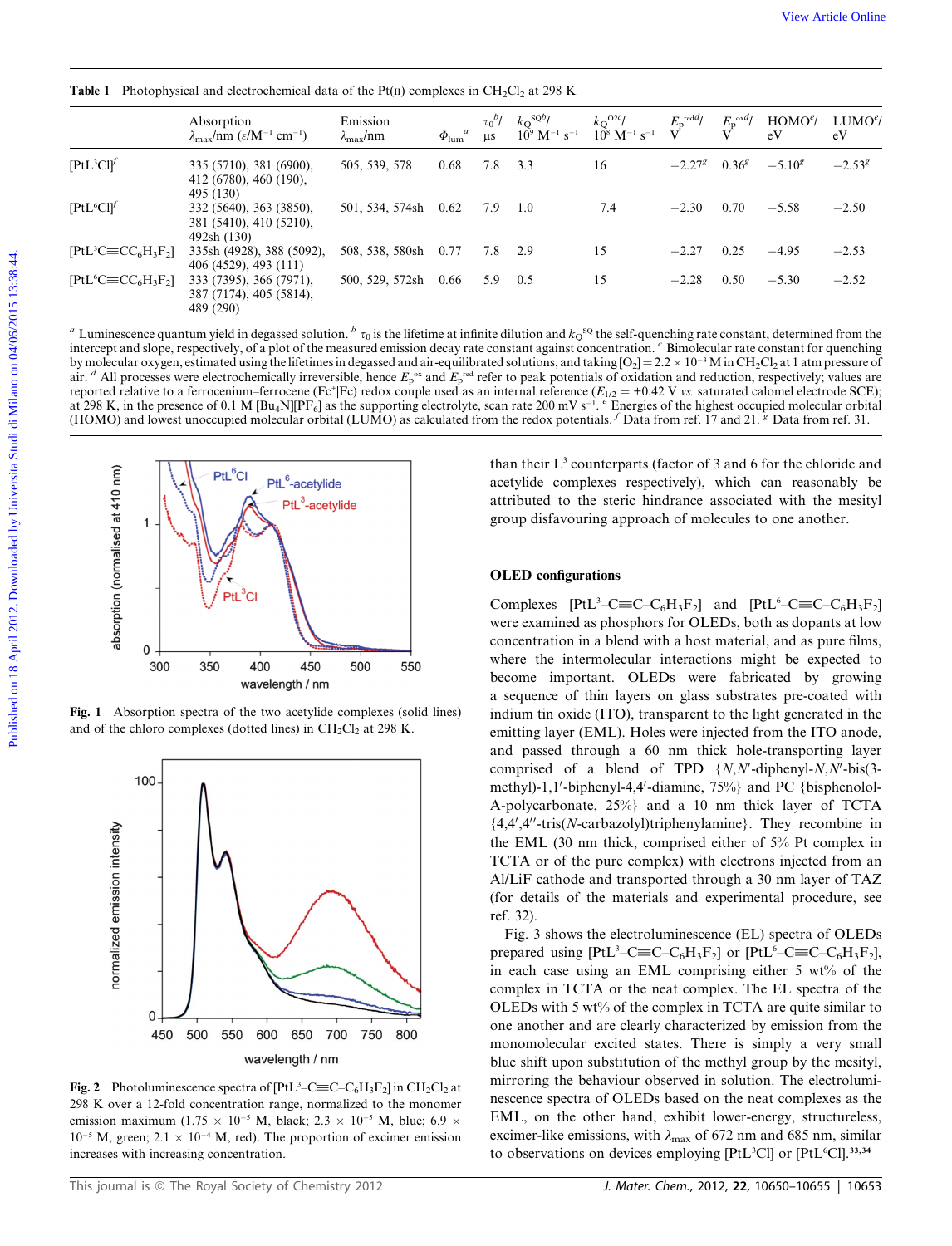**Table 1** Photophysical and electrochemical data of the Pt(II) complexes in $CH_2Cl_2$ at 298 K

| | Absorption $\lambda_{max}$/nm ($\varepsilon$/$M^{-1}$ $cm^{-1}$) | Emission $\lambda_{max}$/nm | $\Phi_{lum}$[a] | $\tau_0$[b]/ μs | $k_Q^{SQ}$[b]/ $10^9$ $M^{-1}$ $s^{-1}$ | $k_Q^{O2}$[c]/ $10^8$ $M^{-1}$ $s^{-1}$ | $E_p^{red}$[d]/ V | $E_p^{ox}$[d]/ V | HOMO[e]/ eV | LUMO[e]/ eV |
|---|---|---|---|---|---|---|---|---|---|---|
| [PtL³Cl][f] | 335 (5710), 381 (6900), 412 (6780), 460 (190), 495 (130) | 505, 539, 578 | 0.68 | 7.8 | 3.3 | 16 | −2.27[g] | 0.36[g] | −5.10[g] | −2.53[g] |
| [PtL⁶Cl][f] | 332 (5640), 363 (3850), 381 (5410), 410 (5210), 492sh (130) | 501, 534, 574sh | 0.62 | 7.9 | 1.0 | 7.4 | −2.30 | 0.70 | −5.58 | −2.50 |
| [PtL³C≡CC$_6$H$_3$F$_2$] | 335sh (4928), 388 (5092), 406 (4529), 493 (111) | 508, 538, 580sh | 0.77 | 7.8 | 2.9 | 15 | −2.27 | 0.25 | −4.95 | −2.53 |
| [PtL⁶C≡CC$_6$H$_3$F$_2$] | 333 (7395), 366 (7971), 387 (7174), 405 (5814), 489 (290) | 500, 529, 572sh | 0.66 | 5.9 | 0.5 | 15 | −2.28 | 0.50 | −5.30 | −2.52 |

[a] Luminescence quantum yield in degassed solution. [b] $\tau_0$ is the lifetime at infinite dilution and $k_Q^{SQ}$ the self-quenching rate constant, determined from the intercept and slope, respectively, of a plot of the measured emission decay rate constant against concentration. [c] Bimolecular rate constant for quenching by molecular oxygen, estimated using the lifetimes in degassed and air-equilibrated solutions, and taking $[O_2] = 2.2 \times 10^{-3}$ M in $CH_2Cl_2$ at 1 atm pressure of air. [d] All processes were electrochemically irreversible, hence $E_p^{ox}$ and $E_p^{red}$ refer to peak potentials of oxidation and reduction, respectively; values are reported relative to a ferrocenium–ferrocene ($Fc^+$|Fc) redox couple used as an internal reference ($E_{1/2}$ = +0.42 V *vs.* saturated calomel electrode SCE); at 298 K, in the presence of 0.1 M $[Bu_4N][PF_6]$ as the supporting electrolyte, scan rate 200 mV $s^{-1}$. [e] Energies of the highest occupied molecular orbital (HOMO) and lowest unoccupied molecular orbital (LUMO) as calculated from the redox potentials. [f] Data from ref. 17 and 21. [g] Data from ref. 31.

**Fig. 1** Absorption spectra of the two acetylide complexes (solid lines) and of the chloro complexes (dotted lines) in $CH_2Cl_2$ at 298 K.

**Fig. 2** Photoluminescence spectra of [PtL³–C≡C–C$_6$H$_3$F$_2$] in $CH_2Cl_2$ at 298 K over a 12-fold concentration range, normalized to the monomer emission maximum ($1.75 \times 10^{-5}$ M, black; $2.3 \times 10^{-5}$ M, blue; $6.9 \times 10^{-5}$ M, green; $2.1 \times 10^{-4}$ M, red). The proportion of excimer emission increases with increasing concentration.

than their L³ counterparts (factor of 3 and 6 for the chloride and acetylide complexes respectively), which can reasonably be attributed to the steric hindrance associated with the mesityl group disfavouring approach of molecules to one another.

## OLED configurations

Complexes [PtL³–C≡C–C$_6$H$_3$F$_2$] and [PtL⁶–C≡C–C$_6$H$_3$F$_2$] were examined as phosphors for OLEDs, both as dopants at low concentration in a blend with a host material, and as pure films, where the intermolecular interactions might be expected to become important. OLEDs were fabricated by growing a sequence of thin layers on glass substrates pre-coated with indium tin oxide (ITO), transparent to the light generated in the emitting layer (EML). Holes were injected from the ITO anode, and passed through a 60 nm thick hole-transporting layer comprised of a blend of TPD {*N*,*N*′-diphenyl-*N*,*N*′-bis(3-methyl)-1,1′-biphenyl-4,4′-diamine, 75%} and PC {bisphenolol-A-polycarbonate, 25%} and a 10 nm thick layer of TCTA {4,4′,4′′-tris(*N*-carbazolyl)triphenylamine}. They recombine in the EML (30 nm thick, comprised either of 5% Pt complex in TCTA or of the pure complex) with electrons injected from an Al/LiF cathode and transported through a 30 nm layer of TAZ (for details of the materials and experimental procedure, see ref. 32).

Fig. 3 shows the electroluminescence (EL) spectra of OLEDs prepared using [PtL³–C≡C–C$_6$H$_3$F$_2$] or [PtL⁶–C≡C–C$_6$H$_3$F$_2$], in each case using an EML comprising either 5 wt% of the complex in TCTA or the neat complex. The EL spectra of the OLEDs with 5 wt% of the complex in TCTA are quite similar to one another and are clearly characterized by emission from the monomolecular excited states. There is simply a very small blue shift upon substitution of the methyl group by the mesityl, mirroring the behaviour observed in solution. The electroluminescence spectra of OLEDs based on the neat complexes as the EML, on the other hand, exhibit lower-energy, structureless, excimer-like emissions, with $\lambda_{max}$ of 672 nm and 685 nm, similar to observations on devices employing [PtL³Cl] or [PtL⁶Cl].[33,34]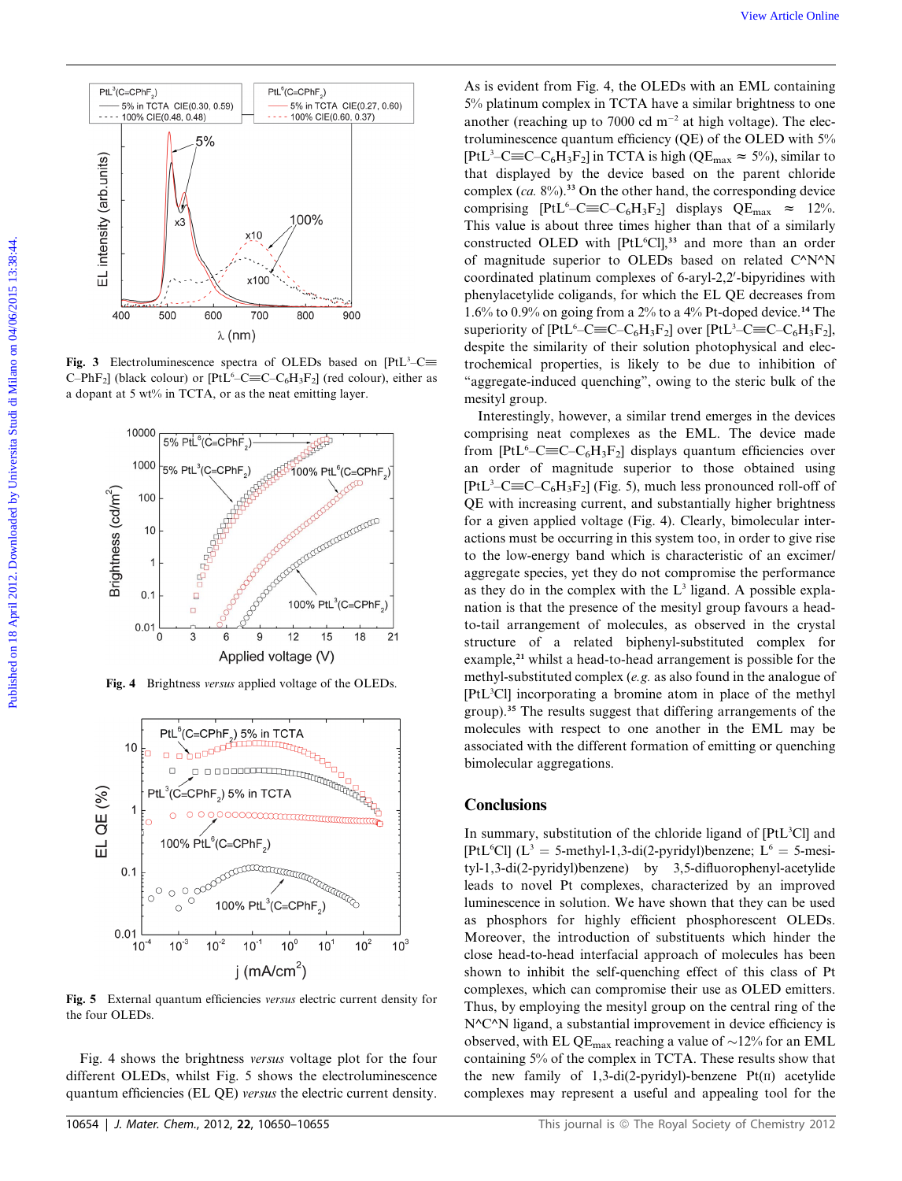Fig. 3 Electroluminescence spectra of OLEDs based on [PtL[3]–C≡C–PhF$_2$] (black colour) or [PtL[6]–C≡C–C$_6$H$_3$F$_2$] (red colour), either as a dopant at 5 wt% in TCTA, or as the neat emitting layer.

Fig. 4 Brightness *versus* applied voltage of the OLEDs.

Fig. 5 External quantum efficiencies *versus* electric current density for the four OLEDs.

Fig. 4 shows the brightness *versus* voltage plot for the four different OLEDs, whilst Fig. 5 shows the electroluminescence quantum efficiencies (EL QE) *versus* the electric current density. As is evident from Fig. 4, the OLEDs with an EML containing 5% platinum complex in TCTA have a similar brightness to one another (reaching up to 7000 cd m$^{-2}$ at high voltage). The electroluminescence quantum efficiency (QE) of the OLED with 5% [PtL[3]–C≡C–C$_6$H$_3$F$_2$] in TCTA is high (QE$_{max}$ ≈ 5%), similar to that displayed by the device based on the parent chloride complex (*ca.* 8%).[33] On the other hand, the corresponding device comprising [PtL[6]–C≡C–C$_6$H$_3$F$_2$] displays QE$_{max}$ ≈ 12%. This value is about three times higher than that of a similarly constructed OLED with [PtL[6]Cl],[33] and more than an order of magnitude superior to OLEDs based on related C^N^N coordinated platinum complexes of 6-aryl-2,2′-bipyridines with phenylacetylide coligands, for which the EL QE decreases from 1.6% to 0.9% on going from a 2% to a 4% Pt-doped device.[14] The superiority of [PtL[6]–C≡C–C$_6$H$_3$F$_2$] over [PtL[3]–C≡C–C$_6$H$_3$F$_2$], despite the similarity of their solution photophysical and electrochemical properties, is likely to be due to inhibition of "aggregate-induced quenching", owing to the steric bulk of the mesityl group.

Interestingly, however, a similar trend emerges in the devices comprising neat complexes as the EML. The device made from [PtL[6]–C≡C–C$_6$H$_3$F$_2$] displays quantum efficiencies over an order of magnitude superior to those obtained using [PtL[3]–C≡C–C$_6$H$_3$F$_2$] (Fig. 5), much less pronounced roll-off of QE with increasing current, and substantially higher brightness for a given applied voltage (Fig. 4). Clearly, bimolecular interactions must be occurring in this system too, in order to give rise to the low-energy band which is characteristic of an excimer/aggregate species, yet they do not compromise the performance as they do in the complex with the L[3] ligand. A possible explanation is that the presence of the mesityl group favours a head-to-tail arrangement of molecules, as observed in the crystal structure of a related biphenyl-substituted complex for example,[21] whilst a head-to-head arrangement is possible for the methyl-substituted complex (*e.g.* as also found in the analogue of [PtL[3]Cl] incorporating a bromine atom in place of the methyl group).[35] The results suggest that differing arrangements of the molecules with respect to one another in the EML may be associated with the different formation of emitting or quenching bimolecular aggregations.

## Conclusions

In summary, substitution of the chloride ligand of [PtL[3]Cl] and [PtL[6]Cl] (L[3] = 5-methyl-1,3-di(2-pyridyl)benzene; L[6] = 5-mesityl-1,3-di(2-pyridyl)benzene) by 3,5-difluorophenyl-acetylide leads to novel Pt complexes, characterized by an improved luminescence in solution. We have shown that they can be used as phosphors for highly efficient phosphorescent OLEDs. Moreover, the introduction of substituents which hinder the close head-to-head interfacial approach of molecules has been shown to inhibit the self-quenching effect of this class of Pt complexes, which can compromise their use as OLED emitters. Thus, by employing the mesityl group on the central ring of the N^C^N ligand, a substantial improvement in device efficiency is observed, with EL QE$_{max}$ reaching a value of ~12% for an EML containing 5% of the complex in TCTA. These results show that the new family of 1,3-di(2-pyridyl)-benzene Pt(II) acetylide complexes may represent a useful and appealing tool for the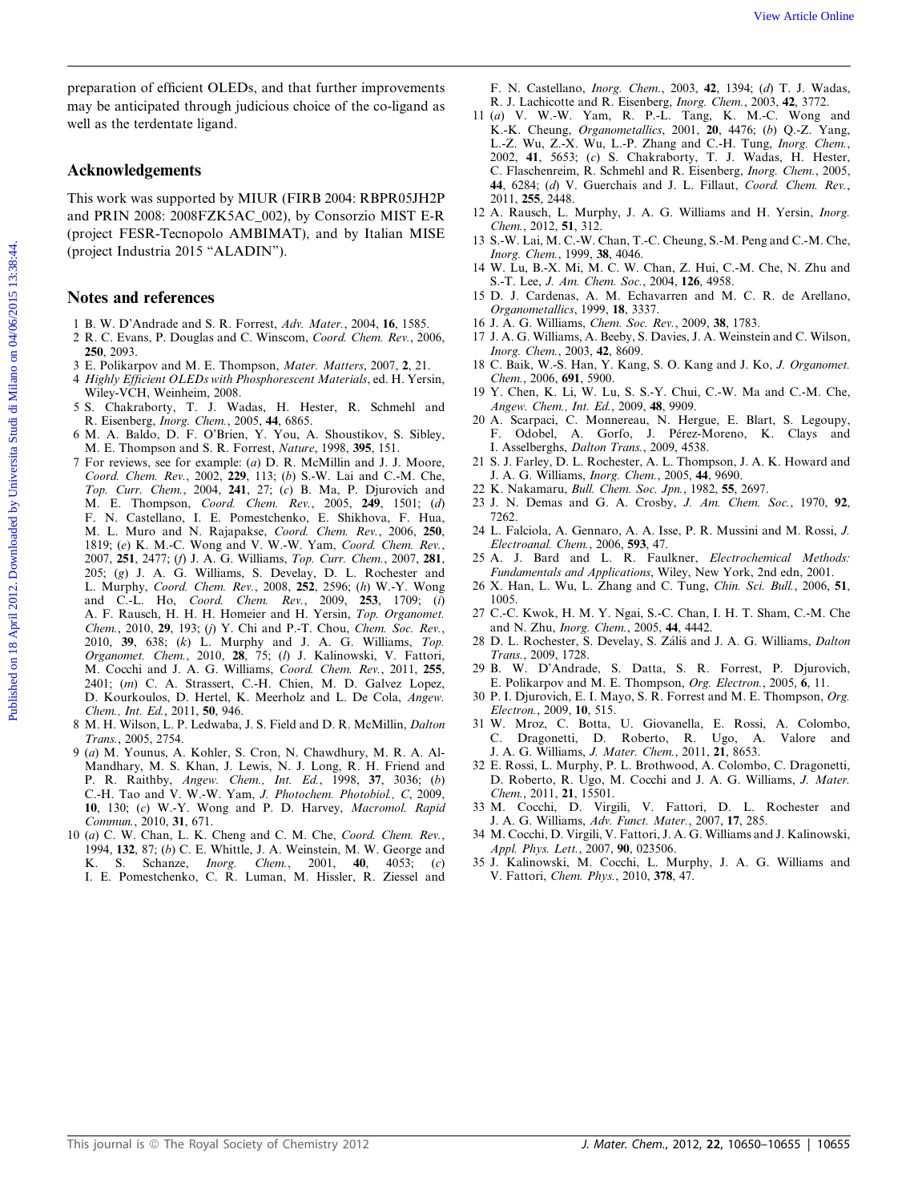preparation of efficient OLEDs, and that further improvements may be anticipated through judicious choice of the co-ligand as well as the terdentate ligand.

## Acknowledgements

This work was supported by MIUR (FIRB 2004: RBPR05JH2P and PRIN 2008: 2008FZK5AC_002), by Consorzio MIST E-R (project FESR-Tecnopolo AMBIMAT), and by Italian MISE (project Industria 2015 "ALADIN").

## Notes and references

1 B. W. D'Andrade and S. R. Forrest, *Adv. Mater.*, 2004, **16**, 1585.
2 R. C. Evans, P. Douglas and C. Winscom, *Coord. Chem. Rev.*, 2006, **250**, 2093.
3 E. Polikarpov and M. E. Thompson, *Mater. Matters*, 2007, **2**, 21.
4 *Highly Efficient OLEDs with Phosphorescent Materials*, ed. H. Yersin, Wiley-VCH, Weinheim, 2008.
5 S. Chakraborty, T. J. Wadas, H. Hester, R. Schmehl and R. Eisenberg, *Inorg. Chem.*, 2005, **44**, 6865.
6 M. A. Baldo, D. F. O'Brien, Y. You, A. Shoustikov, S. Sibley, M. E. Thompson and S. R. Forrest, *Nature*, 1998, **395**, 151.
7 For reviews, see for example: (*a*) D. R. McMillin and J. J. Moore, *Coord. Chem. Rev.*, 2002, **229**, 113; (*b*) S.-W. Lai and C.-M. Che, *Top. Curr. Chem.*, 2004, **241**, 27; (*c*) B. Ma, P. Djurovich and M. E. Thompson, *Coord. Chem. Rev.*, 2005, **249**, 1501; (*d*) F. N. Castellano, I. E. Pomestchenko, E. Shikhova, F. Hua, M. L. Muro and N. Rajapakse, *Coord. Chem. Rev.*, 2006, **250**, 1819; (*e*) K. M.-C. Wong and V. W.-W. Yam, *Coord. Chem. Rev.*, 2007, **251**, 2477; (*f*) J. A. G. Williams, *Top. Curr. Chem.*, 2007, **281**, 205; (*g*) J. A. G. Williams, S. Develay, D. L. Rochester and L. Murphy, *Coord. Chem. Rev.*, 2008, **252**, 2596; (*h*) W.-Y. Wong and C.-L. Ho, *Coord. Chem. Rev.*, 2009, **253**, 1709; (*i*) A. F. Rausch, H. H. H. Homeier and H. Yersin, *Top. Organomet. Chem.*, 2010, **29**, 193; (*j*) Y. Chi and P.-T. Chou, *Chem. Soc. Rev.*, 2010, **39**, 638; (*k*) L. Murphy and J. A. G. Williams, *Top. Organomet. Chem.*, 2010, **28**, 75; (*l*) J. Kalinowski, V. Fattori, M. Cocchi and J. A. G. Williams, *Coord. Chem. Rev.*, 2011, **255**, 2401; (*m*) C. A. Strassert, C.-H. Chien, M. D. Galvez Lopez, D. Kourkoulos, D. Hertel, K. Meerholz and L. De Cola, *Angew. Chem., Int. Ed.*, 2011, **50**, 946.
8 M. H. Wilson, L. P. Ledwaba, J. S. Field and D. R. McMillin, *Dalton Trans.*, 2005, 2754.
9 (*a*) M. Younus, A. Kohler, S. Cron, N. Chawdhury, M. R. A. Al-Mandhary, M. S. Khan, J. Lewis, N. J. Long, R. H. Friend and P. R. Raithby, *Angew. Chem., Int. Ed.*, 1998, **37**, 3036; (*b*) C.-H. Tao and V. W.-W. Yam, *J. Photochem. Photobiol., C*, 2009, **10**, 130; (*c*) W.-Y. Wong and P. D. Harvey, *Macromol. Rapid Commun.*, 2010, **31**, 671.
10 (*a*) C. W. Chan, L. K. Cheng and C. M. Che, *Coord. Chem. Rev.*, 1994, **132**, 87; (*b*) C. E. Whittle, J. A. Weinstein, M. W. George and K. S. Schanze, *Inorg. Chem.*, 2001, **40**, 4053; (*c*) I. E. Pomestchenko, C. R. Luman, M. Hissler, R. Ziessel and F. N. Castellano, *Inorg. Chem.*, 2003, **42**, 1394; (*d*) T. J. Wadas, R. J. Lachicotte and R. Eisenberg, *Inorg. Chem.*, 2003, **42**, 3772.
11 (*a*) V. W.-W. Yam, R. P.-L. Tang, K. M.-C. Wong and K.-K. Cheung, *Organometallics*, 2001, **20**, 4476; (*b*) Q.-Z. Yang, L.-Z. Wu, Z.-X. Wu, L.-P. Zhang and C.-H. Tung, *Inorg. Chem.*, 2002, **41**, 5653; (*c*) S. Chakraborty, T. J. Wadas, H. Hester, C. Flaschenreim, R. Schmehl and R. Eisenberg, *Inorg. Chem.*, 2005, **44**, 6284; (*d*) V. Guerchais and J. L. Fillaut, *Coord. Chem. Rev.*, 2011, **255**, 2448.
12 A. Rausch, L. Murphy, J. A. G. Williams and H. Yersin, *Inorg. Chem.*, 2012, **51**, 312.
13 S.-W. Lai, M. C.-W. Chan, T.-C. Cheung, S.-M. Peng and C.-M. Che, *Inorg. Chem.*, 1999, **38**, 4046.
14 W. Lu, B.-X. Mi, M. C. W. Chan, Z. Hui, C.-M. Che, N. Zhu and S.-T. Lee, *J. Am. Chem. Soc.*, 2004, **126**, 4958.
15 D. J. Cardenas, A. M. Echavarren and M. C. R. de Arellano, *Organometallics*, 1999, **18**, 3337.
16 J. A. G. Williams, *Chem. Soc. Rev.*, 2009, **38**, 1783.
17 J. A. G. Williams, A. Beeby, S. Davies, J. A. Weinstein and C. Wilson, *Inorg. Chem.*, 2003, **42**, 8609.
18 C. Baik, W.-S. Han, Y. Kang, S. O. Kang and J. Ko, *J. Organomet. Chem.*, 2006, **691**, 5900.
19 Y. Chen, K. Li, W. Lu, S. S.-Y. Chui, C.-W. Ma and C.-M. Che, *Angew. Chem., Int. Ed.*, 2009, **48**, 9909.
20 A. Scarpaci, C. Monnereau, N. Hergue, E. Blart, S. Legoupy, F. Odobel, A. Gorfo, J. Pérez-Moreno, K. Clays and I. Asselberghs, *Dalton Trans.*, 2009, 4538.
21 S. J. Farley, D. L. Rochester, A. L. Thompson, J. A. K. Howard and J. A. G. Williams, *Inorg. Chem.*, 2005, **44**, 9690.
22 K. Nakamaru, *Bull. Chem. Soc. Jpn.*, 1982, **55**, 2697.
23 J. N. Demas and G. A. Crosby, *J. Am. Chem. Soc.*, 1970, **92**, 7262.
24 L. Falciola, A. Gennaro, A. A. Isse, P. R. Mussini and M. Rossi, *J. Electroanal. Chem.*, 2006, **593**, 47.
25 A. J. Bard and L. R. Faulkner, *Electrochemical Methods: Fundamentals and Applications*, Wiley, New York, 2nd edn, 2001.
26 X. Han, L. Wu, L. Zhang and C. Tung, *Chin. Sci. Bull.*, 2006, **51**, 1005.
27 C.-C. Kwok, H. M. Y. Ngai, S.-C. Chan, I. H. T. Sham, C.-M. Che and N. Zhu, *Inorg. Chem.*, 2005, **44**, 4442.
28 D. L. Rochester, S. Develay, S. Záliš and J. A. G. Williams, *Dalton Trans.*, 2009, 1728.
29 B. W. D'Andrade, S. Datta, S. R. Forrest, P. Djurovich, E. Polikarpov and M. E. Thompson, *Org. Electron.*, 2005, **6**, 11.
30 P. I. Djurovich, E. I. Mayo, S. R. Forrest and M. E. Thompson, *Org. Electron.*, 2009, **10**, 515.
31 W. Mroz, C. Botta, U. Giovanella, E. Rossi, A. Colombo, C. Dragonetti, D. Roberto, R. Ugo, A. Valore and J. A. G. Williams, *J. Mater. Chem.*, 2011, **21**, 8653.
32 E. Rossi, L. Murphy, P. L. Brothwood, A. Colombo, C. Dragonetti, D. Roberto, R. Ugo, M. Cocchi and J. A. G. Williams, *J. Mater. Chem.*, 2011, **21**, 15501.
33 M. Cocchi, D. Virgili, V. Fattori, D. L. Rochester and J. A. G. Williams, *Adv. Funct. Mater.*, 2007, **17**, 285.
34 M. Cocchi, D. Virgili, V. Fattori, J. A. G. Williams and J. Kalinowski, *Appl. Phys. Lett.*, 2007, **90**, 023506.
35 J. Kalinowski, M. Cocchi, L. Murphy, J. A. G. Williams and V. Fattori, *Chem. Phys.*, 2010, **378**, 47.